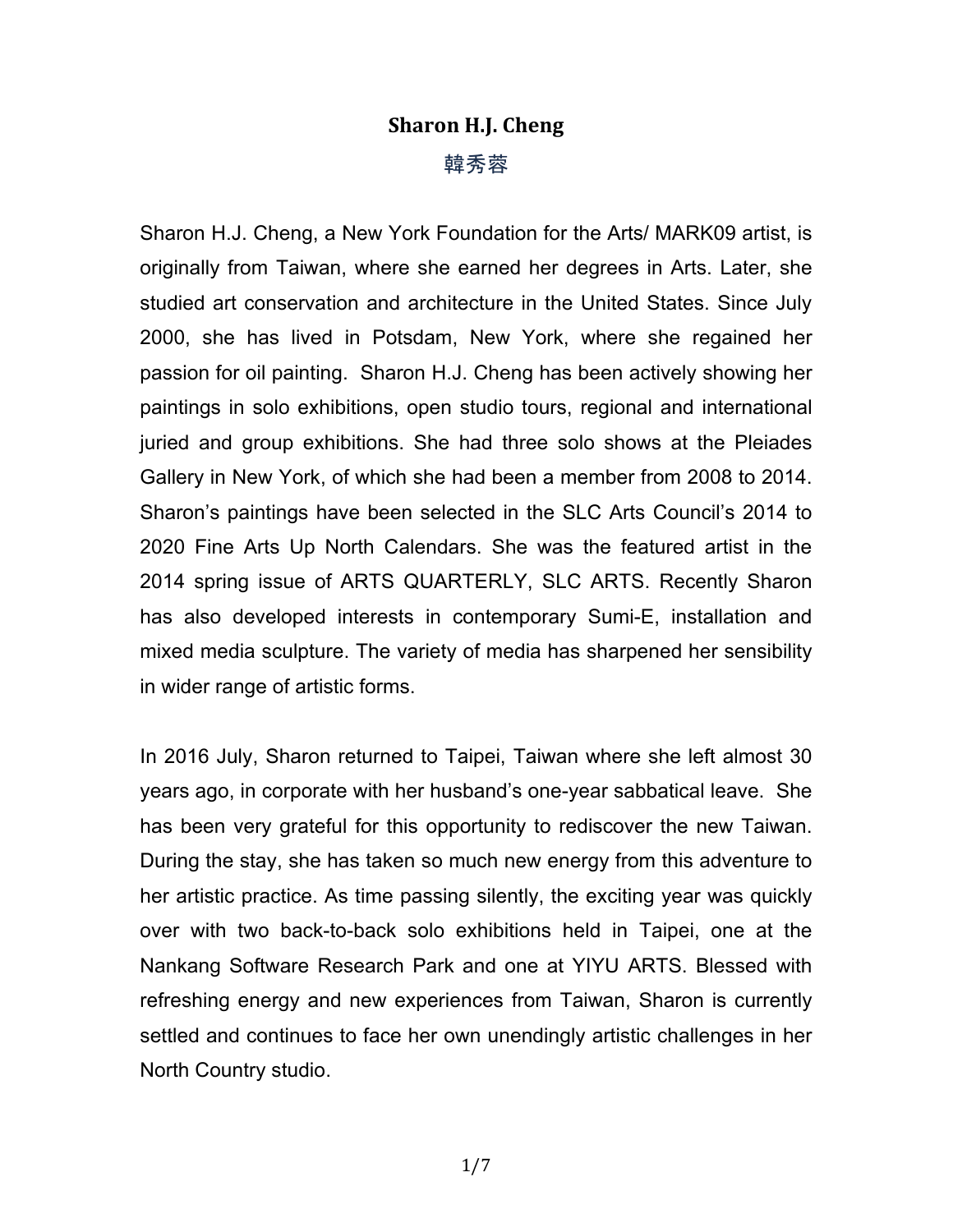# Sharon H.J. Cheng

## 韓秀蓉

Sharon H.J. Cheng, a New York Foundation for the Arts/ MARK09 artist, is originally from Taiwan, where she earned her degrees in Arts. Later, she studied art conservation and architecture in the United States. Since July 2000, she has lived in Potsdam, New York, where she regained her passion for oil painting. Sharon H.J. Cheng has been actively showing her paintings in solo exhibitions, open studio tours, regional and international juried and group exhibitions. She had three solo shows at the Pleiades Gallery in New York, of which she had been a member from 2008 to 2014. Sharon's paintings have been selected in the SLC Arts Council's 2014 to 2020 Fine Arts Up North Calendars. She was the featured artist in the 2014 spring issue of ARTS QUARTERLY, SLC ARTS. Recently Sharon has also developed interests in contemporary Sumi-E, installation and mixed media sculpture. The variety of media has sharpened her sensibility in wider range of artistic forms.

In 2016 July, Sharon returned to Taipei, Taiwan where she left almost 30 years ago, in corporate with her husband's one-year sabbatical leave. She has been very grateful for this opportunity to rediscover the new Taiwan. During the stay, she has taken so much new energy from this adventure to her artistic practice. As time passing silently, the exciting year was quickly over with two back-to-back solo exhibitions held in Taipei, one at the Nankang Software Research Park and one at YIYU ARTS. Blessed with refreshing energy and new experiences from Taiwan, Sharon is currently settled and continues to face her own unendingly artistic challenges in her North Country studio.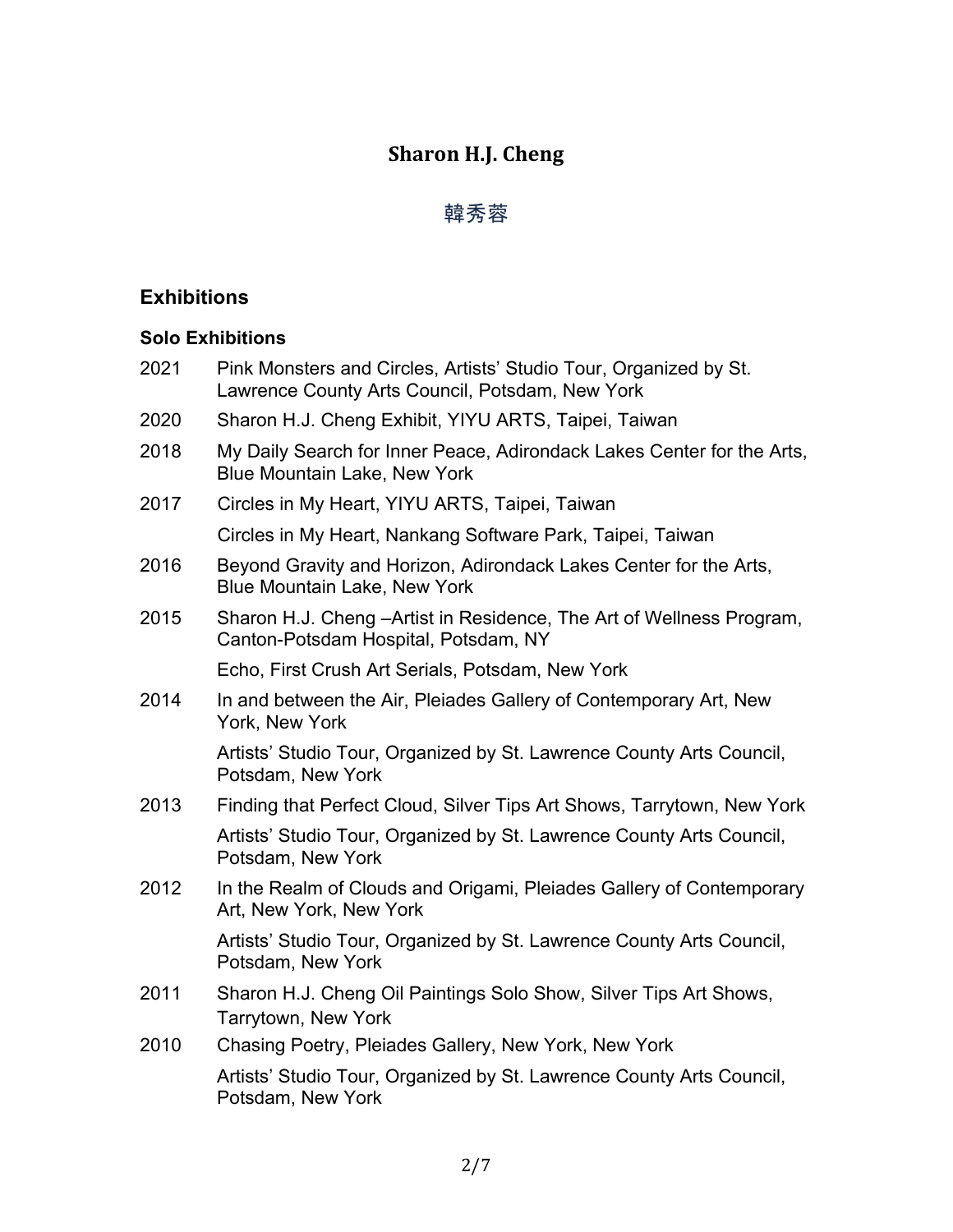# Sharon H.J. Cheng

## 韓秀蓉

## Exhibitions

### Solo Exhibitions

2021 Pink Monsters and Circles, Artists' Studio Tour, Organized by St. Lawrence County Arts Council, Potsdam, New York

2020 Sharon H.J. Cheng Exhibit, YIYU ARTS, Taipei, Taiwan

2018 My Daily Search for Inner Peace, Adirondack Lakes Center for the Arts, Blue Mountain Lake, New York

2017 Circles in My Heart, YIYU ARTS, Taipei, Taiwan

Circles in My Heart, Nankang Software Park, Taipei, Taiwan

2016 Beyond Gravity and Horizon, Adirondack Lakes Center for the Arts, Blue Mountain Lake, New York

2015 Sharon H.J. Cheng –Artist in Residence, The Art of Wellness Program, Canton-Potsdam Hospital, Potsdam, NY

Echo, First Crush Art Serials, Potsdam, New York

2014 In and between the Air, Pleiades Gallery of Contemporary Art, New York, New York

Artists' Studio Tour, Organized by St. Lawrence County Arts Council, Potsdam, New York

2013 Finding that Perfect Cloud, Silver Tips Art Shows, Tarrytown, New York

Artists' Studio Tour, Organized by St. Lawrence County Arts Council, Potsdam, New York

2012 In the Realm of Clouds and Origami, Pleiades Gallery of Contemporary Art, New York, New York

Artists' Studio Tour, Organized by St. Lawrence County Arts Council, Potsdam, New York

2011 Sharon H.J. Cheng Oil Paintings Solo Show, Silver Tips Art Shows, Tarrytown, New York

2010 Chasing Poetry, Pleiades Gallery, New York, New York

Artists' Studio Tour, Organized by St. Lawrence County Arts Council, Potsdam, New York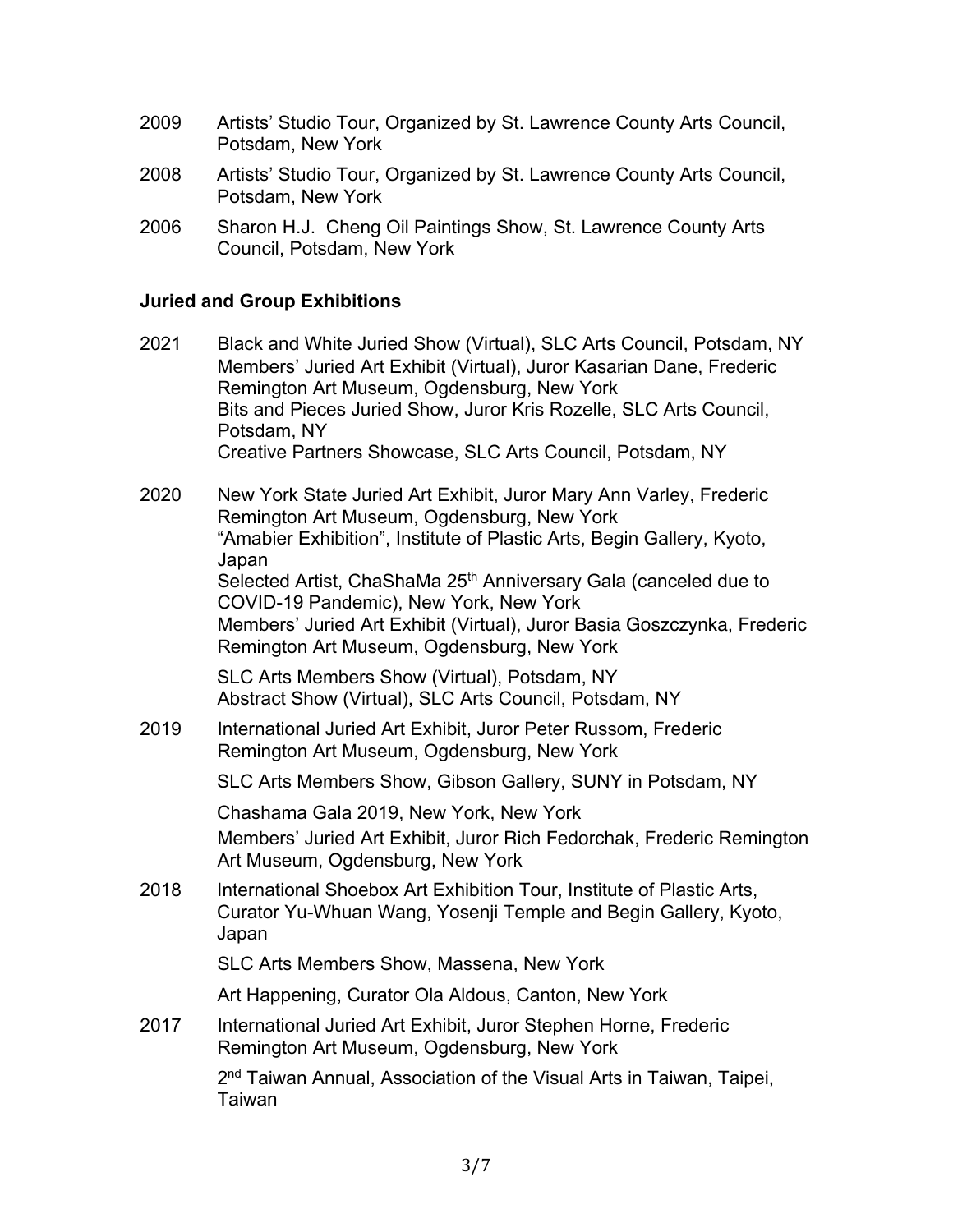2009 Artists' Studio Tour, Organized by St. Lawrence County Arts Council, Potsdam, New York

2008 Artists' Studio Tour, Organized by St. Lawrence County Arts Council, Potsdam, New York

2006 Sharon H.J. Cheng Oil Paintings Show, St. Lawrence County Arts Council, Potsdam, New York

### Juried and Group Exhibitions

2021 Black and White Juried Show (Virtual), SLC Arts Council, Potsdam, NY
Members' Juried Art Exhibit (Virtual), Juror Kasarian Dane, Frederic Remington Art Museum, Ogdensburg, New York
Bits and Pieces Juried Show, Juror Kris Rozelle, SLC Arts Council, Potsdam, NY
Creative Partners Showcase, SLC Arts Council, Potsdam, NY

2020 New York State Juried Art Exhibit, Juror Mary Ann Varley, Frederic Remington Art Museum, Ogdensburg, New York
"Amabier Exhibition", Institute of Plastic Arts, Begin Gallery, Kyoto, Japan
Selected Artist, ChaShaMa 25th Anniversary Gala (canceled due to COVID-19 Pandemic), New York, New York
Members' Juried Art Exhibit (Virtual), Juror Basia Goszczynka, Frederic Remington Art Museum, Ogdensburg, New York

SLC Arts Members Show (Virtual), Potsdam, NY
Abstract Show (Virtual), SLC Arts Council, Potsdam, NY

2019 International Juried Art Exhibit, Juror Peter Russom, Frederic Remington Art Museum, Ogdensburg, New York

SLC Arts Members Show, Gibson Gallery, SUNY in Potsdam, NY

Chashama Gala 2019, New York, New York
Members' Juried Art Exhibit, Juror Rich Fedorchak, Frederic Remington Art Museum, Ogdensburg, New York

2018 International Shoebox Art Exhibition Tour, Institute of Plastic Arts, Curator Yu-Whuan Wang, Yosenji Temple and Begin Gallery, Kyoto, Japan

SLC Arts Members Show, Massena, New York

Art Happening, Curator Ola Aldous, Canton, New York

2017 International Juried Art Exhibit, Juror Stephen Horne, Frederic Remington Art Museum, Ogdensburg, New York

2nd Taiwan Annual, Association of the Visual Arts in Taiwan, Taipei, Taiwan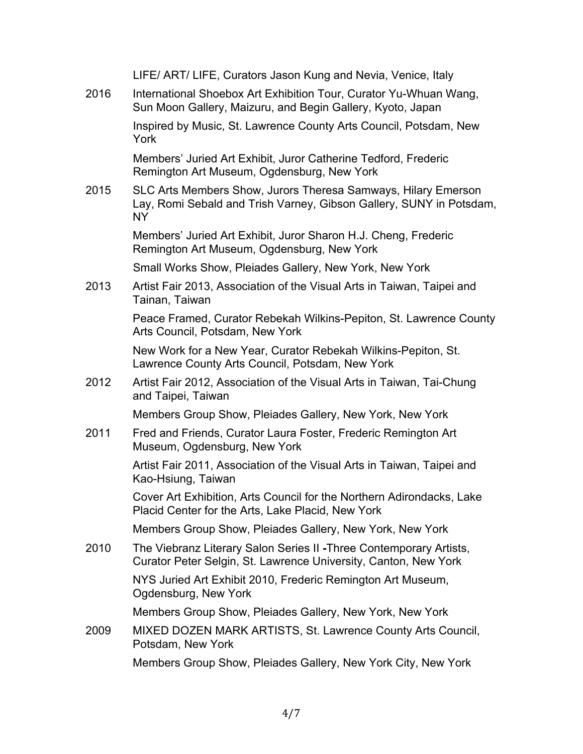LIFE/ ART/ LIFE, Curators Jason Kung and Nevia, Venice, Italy

2016 International Shoebox Art Exhibition Tour, Curator Yu-Whuan Wang, Sun Moon Gallery, Maizuru, and Begin Gallery, Kyoto, Japan

Inspired by Music, St. Lawrence County Arts Council, Potsdam, New York

Members' Juried Art Exhibit, Juror Catherine Tedford, Frederic Remington Art Museum, Ogdensburg, New York

2015 SLC Arts Members Show, Jurors Theresa Samways, Hilary Emerson Lay, Romi Sebald and Trish Varney, Gibson Gallery, SUNY in Potsdam, NY

Members' Juried Art Exhibit, Juror Sharon H.J. Cheng, Frederic Remington Art Museum, Ogdensburg, New York

Small Works Show, Pleiades Gallery, New York, New York

2013 Artist Fair 2013, Association of the Visual Arts in Taiwan, Taipei and Tainan, Taiwan

Peace Framed, Curator Rebekah Wilkins-Pepiton, St. Lawrence County Arts Council, Potsdam, New York

New Work for a New Year, Curator Rebekah Wilkins-Pepiton, St. Lawrence County Arts Council, Potsdam, New York

2012 Artist Fair 2012, Association of the Visual Arts in Taiwan, Tai-Chung and Taipei, Taiwan

Members Group Show, Pleiades Gallery, New York, New York

2011 Fred and Friends, Curator Laura Foster, Frederic Remington Art Museum, Ogdensburg, New York

Artist Fair 2011, Association of the Visual Arts in Taiwan, Taipei and Kao-Hsiung, Taiwan

Cover Art Exhibition, Arts Council for the Northern Adirondacks, Lake Placid Center for the Arts, Lake Placid, New York

Members Group Show, Pleiades Gallery, New York, New York

2010 The Viebranz Literary Salon Series II **-**Three Contemporary Artists, Curator Peter Selgin, St. Lawrence University, Canton, New York

NYS Juried Art Exhibit 2010, Frederic Remington Art Museum, Ogdensburg, New York

Members Group Show, Pleiades Gallery, New York, New York

2009 MIXED DOZEN MARK ARTISTS, St. Lawrence County Arts Council, Potsdam, New York

Members Group Show, Pleiades Gallery, New York City, New York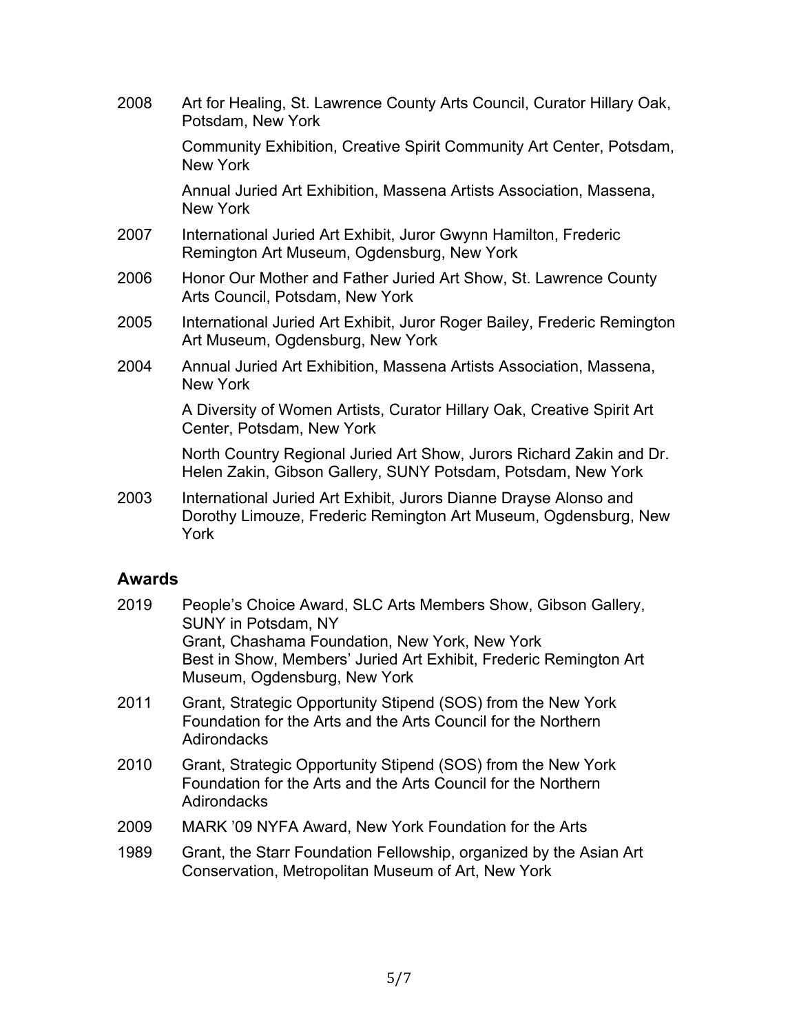2008 Art for Healing, St. Lawrence County Arts Council, Curator Hillary Oak, Potsdam, New York

Community Exhibition, Creative Spirit Community Art Center, Potsdam, New York

Annual Juried Art Exhibition, Massena Artists Association, Massena, New York

2007 International Juried Art Exhibit, Juror Gwynn Hamilton, Frederic Remington Art Museum, Ogdensburg, New York

2006 Honor Our Mother and Father Juried Art Show, St. Lawrence County Arts Council, Potsdam, New York

2005 International Juried Art Exhibit, Juror Roger Bailey, Frederic Remington Art Museum, Ogdensburg, New York

2004 Annual Juried Art Exhibition, Massena Artists Association, Massena, New York

A Diversity of Women Artists, Curator Hillary Oak, Creative Spirit Art Center, Potsdam, New York

North Country Regional Juried Art Show, Jurors Richard Zakin and Dr. Helen Zakin, Gibson Gallery, SUNY Potsdam, Potsdam, New York

2003 International Juried Art Exhibit, Jurors Dianne Drayse Alonso and Dorothy Limouze, Frederic Remington Art Museum, Ogdensburg, New York

## Awards

2019 People's Choice Award, SLC Arts Members Show, Gibson Gallery, SUNY in Potsdam, NY
Grant, Chashama Foundation, New York, New York
Best in Show, Members' Juried Art Exhibit, Frederic Remington Art Museum, Ogdensburg, New York

2011 Grant, Strategic Opportunity Stipend (SOS) from the New York Foundation for the Arts and the Arts Council for the Northern Adirondacks

2010 Grant, Strategic Opportunity Stipend (SOS) from the New York Foundation for the Arts and the Arts Council for the Northern Adirondacks

2009 MARK '09 NYFA Award, New York Foundation for the Arts

1989 Grant, the Starr Foundation Fellowship, organized by the Asian Art Conservation, Metropolitan Museum of Art, New York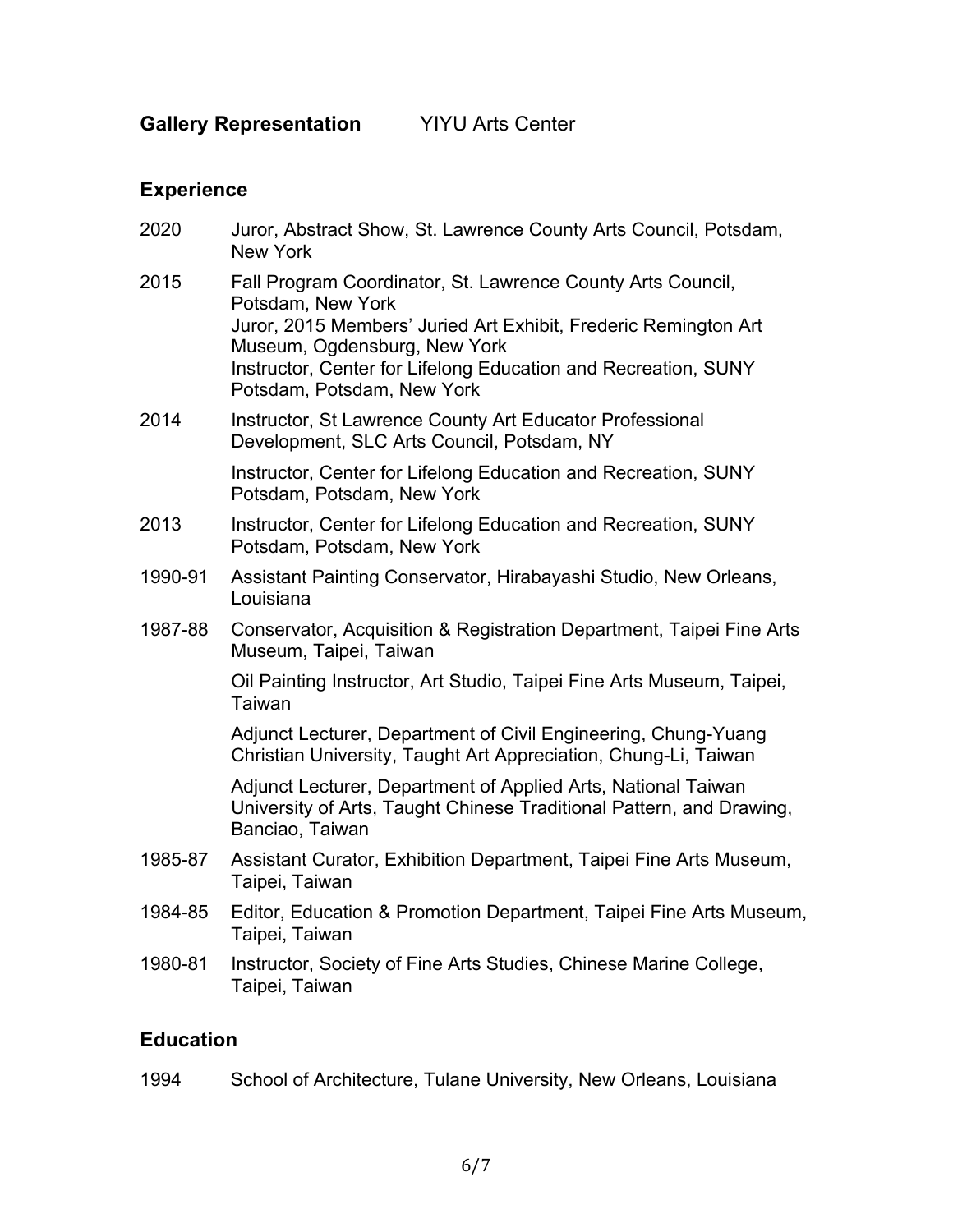**Gallery Representation** YIYU Arts Center

## Experience

2020 Juror, Abstract Show, St. Lawrence County Arts Council, Potsdam, New York

2015 Fall Program Coordinator, St. Lawrence County Arts Council, Potsdam, New York
Juror, 2015 Members' Juried Art Exhibit, Frederic Remington Art Museum, Ogdensburg, New York
Instructor, Center for Lifelong Education and Recreation, SUNY Potsdam, Potsdam, New York

2014 Instructor, St Lawrence County Art Educator Professional Development, SLC Arts Council, Potsdam, NY

Instructor, Center for Lifelong Education and Recreation, SUNY Potsdam, Potsdam, New York

2013 Instructor, Center for Lifelong Education and Recreation, SUNY Potsdam, Potsdam, New York

1990-91 Assistant Painting Conservator, Hirabayashi Studio, New Orleans, Louisiana

1987-88 Conservator, Acquisition & Registration Department, Taipei Fine Arts Museum, Taipei, Taiwan

Oil Painting Instructor, Art Studio, Taipei Fine Arts Museum, Taipei, Taiwan

Adjunct Lecturer, Department of Civil Engineering, Chung-Yuang Christian University, Taught Art Appreciation, Chung-Li, Taiwan

Adjunct Lecturer, Department of Applied Arts, National Taiwan University of Arts, Taught Chinese Traditional Pattern, and Drawing, Banciao, Taiwan

1985-87 Assistant Curator, Exhibition Department, Taipei Fine Arts Museum, Taipei, Taiwan

1984-85 Editor, Education & Promotion Department, Taipei Fine Arts Museum, Taipei, Taiwan

1980-81 Instructor, Society of Fine Arts Studies, Chinese Marine College, Taipei, Taiwan

## Education

1994 School of Architecture, Tulane University, New Orleans, Louisiana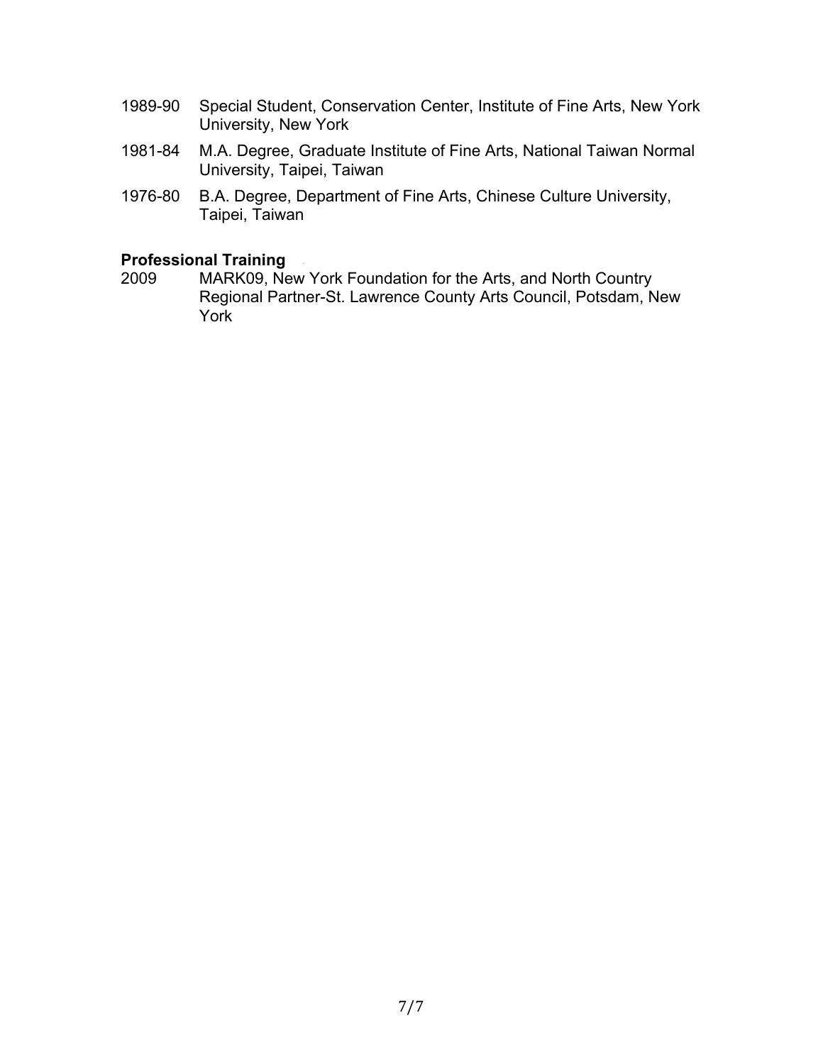1989-90 Special Student, Conservation Center, Institute of Fine Arts, New York University, New York

1981-84 M.A. Degree, Graduate Institute of Fine Arts, National Taiwan Normal University, Taipei, Taiwan

1976-80 B.A. Degree, Department of Fine Arts, Chinese Culture University, Taipei, Taiwan

**Professional Training**

2009 MARK09, New York Foundation for the Arts, and North Country Regional Partner-St. Lawrence County Arts Council, Potsdam, New York